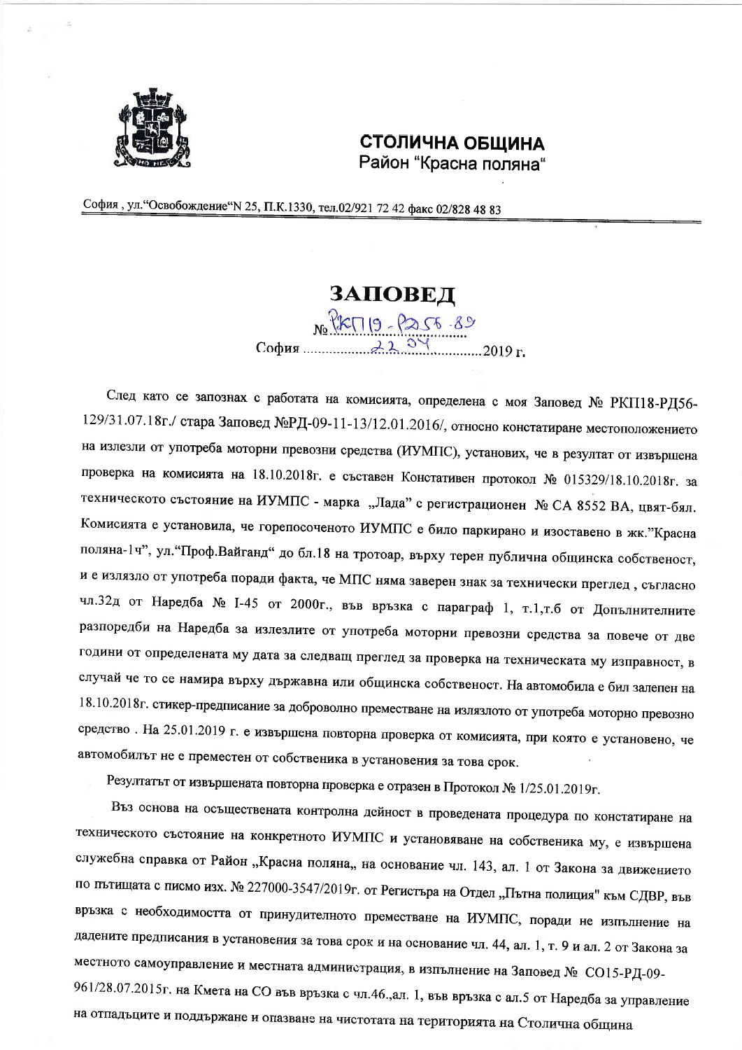**СТОЛИЧНА ОБЩИНА**
Район "Красна поляна"

София , ул."Освобождение"N 25, П.К.1330, тел.02/921 72 42 факс 02/828 48 83

# ЗАПОВЕД

№ РКП19-РД56-89

София 22.04.2019 г.

След като се запознах с работата на комисията, определена с моя Заповед № РКП18-РД56-129/31.07.18г./ стара Заповед №РД-09-11-13/12.01.2016/, относно констатиране местоположението на излезли от употреба моторни превозни средства (ИУМПС), установих, че в резултат от извършена проверка на комисията на 18.10.2018г. е съставен Констативен протокол № 015329/18.10.2018г. за техническото състояние на ИУМПС - марка „Лада" с регистрационен № СА 8552 ВА, цвят-бял. Комисията е установила, че горепосоченото ИУМПС е било паркирано и изоставено в жк."Красна поляна-1ч", ул."Проф.Вайганд" до бл.18 на тротоар, върху терен публична общинска собственост, и е излязло от употреба поради факта, че МПС няма заверен знак за технически преглед , съгласно чл.32д от Наредба № I-45 от 2000г., във връзка с параграф 1, т.1,т.б от Допълнителните разпоредби на Наредба за излезлите от употреба моторни превозни средства за повече от две години от определената му дата за следващ преглед за проверка на техническата му изправност, в случай че то се намира върху държавна или общинска собственост. На автомобила е бил залепен на 18.10.2018г. стикер-предписание за доброволно преместване на излязлото от употреба моторно превозно средство . На 25.01.2019 г. е извършена повторна проверка от комисията, при която е установено, че автомобилът не е преместен от собственика в установения за това срок.

Резултатът от извършената повторна проверка е отразен в Протокол № 1/25.01.2019г.

Въз основа на осъществената контролна дейност в проведената процедура по констатиране на техническото състояние на конкретното ИУМПС и установяване на собственика му, е извършена служебна справка от Район „Красна поляна„ на основание чл. 143, ал. 1 от Закона за движението по пътищата с писмо изх. № 227000-3547/2019г. от Регистъра на Отдел „Пътна полиция" към СДВР, във връзка с необходимостта от принудителното преместване на ИУМПС, поради не изпълнение на дадените предписания в установения за това срок и на основание чл. 44, ал. 1, т. 9 и ал. 2 от Закона за местното самоуправление и местната администрация, в изпълнение на Заповед № СО15-РД-09-961/28.07.2015г. на Кмета на СО във връзка с чл.46.,ал. 1, във връзка с ал.5 от Наредба за управление на отпадъците и поддържане и опазване на чистотата на територията на Столична община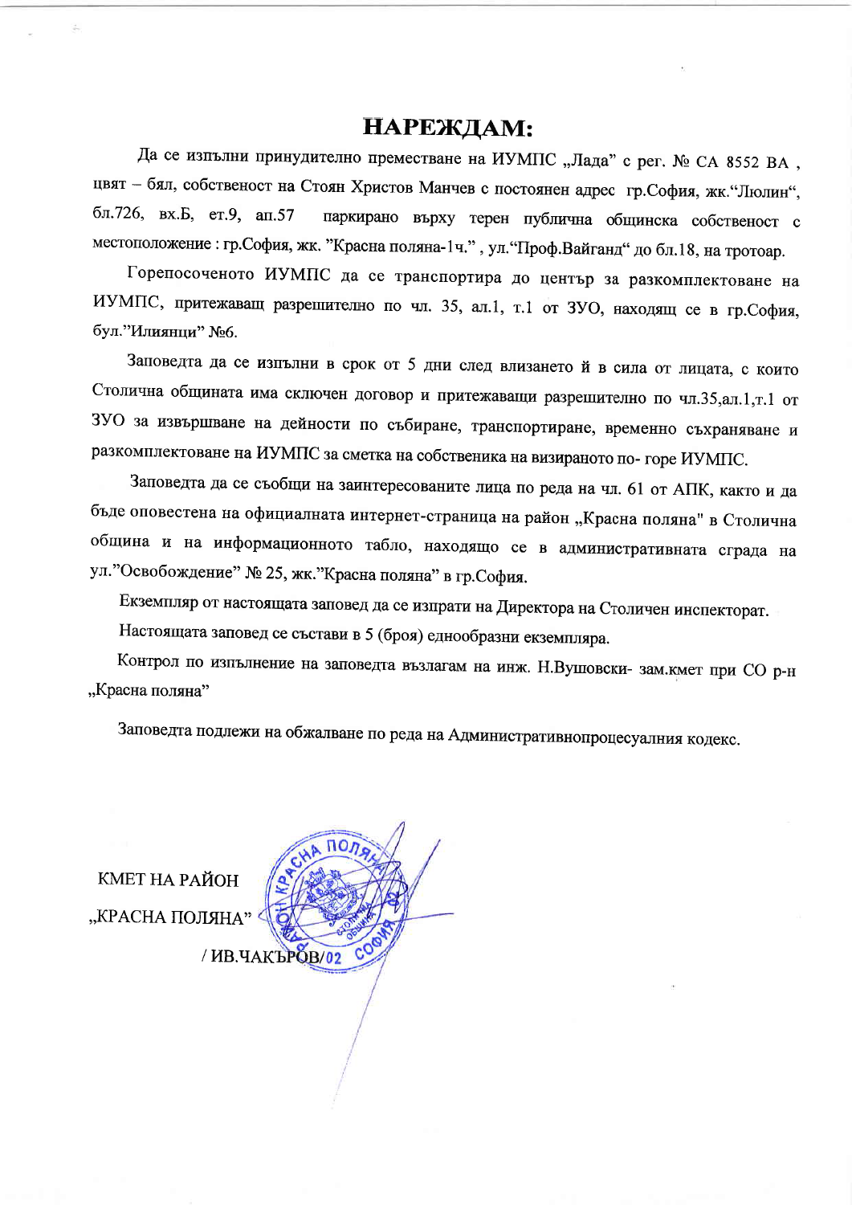# НАРЕЖДАМ:

Да се изпълни принудително преместване на ИУМПС „Лада" с рег. № СА 8552 ВА , цвят – бял, собственост на Стоян Христов Манчев с постоянен адрес гр.София, жк."Люлин", бл.726, вх.Б, ет.9, ап.57 паркирано върху терен публична общинска собственост с местоположение : гр.София, жк. "Красна поляна-1ч." , ул."Проф.Вайганд" до бл.18, на тротоар.

Горепосоченото ИУМПС да се транспортира до център за разкомплектоване на ИУМПС, притежаващ разрешително по чл. 35, ал.1, т.1 от ЗУО, находящ се в гр.София, бул."Илиянци" №6.

Заповедта да се изпълни в срок от 5 дни след влизането й в сила от лицата, с които Столична общината има сключен договор и притежаващи разрешително по чл.35,ал.1,т.1 от ЗУО за извършване на дейности по събиране, транспортиране, временно съхраняване и разкомплектоване на ИУМПС за сметка на собственика на визираното по- горе ИУМПС.

Заповедта да се съобщи на заинтересованите лица по реда на чл. 61 от АПК, както и да бъде оповестена на официалната интернет-страница на район „Красна поляна" в Столична община и на информационното табло, находящо се в административната сграда на ул."Освобождение" № 25, жк."Красна поляна" в гр.София.

Екземпляр от настоящата заповед да се изпрати на Директора на Столичен инспекторат.

Настоящата заповед се състави в 5 (броя) еднообразни екземпляра.

Контрол по изпълнение на заповедта възлагам на инж. Н.Вушовски- зам.кмет при СО р-н „Красна поляна"

Заповедта подлежи на обжалване по реда на Административнопроцесуалния кодекс.

КМЕТ НА РАЙОН

„КРАСНА ПОЛЯНА"

/ ИВ.ЧАКЪРОВ/